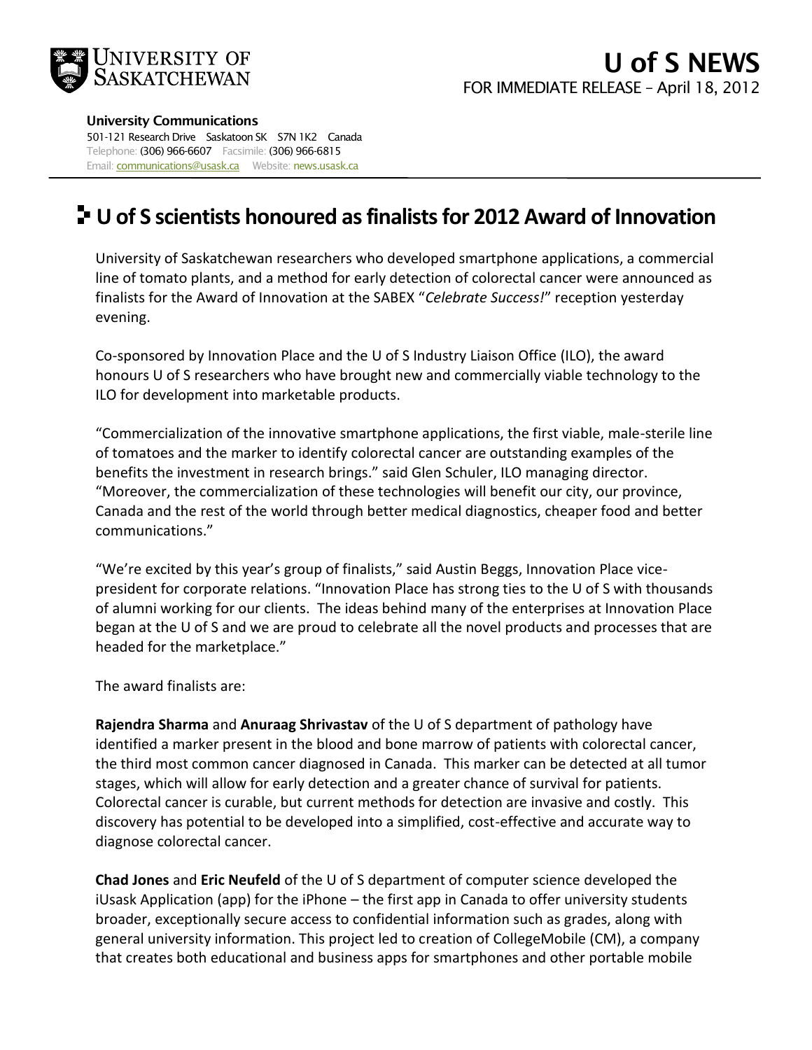UNIVERSITY OF SASKATCHEWAN

# U of S NEWS

FOR IMMEDIATE RELEASE – April 18, 2012

**University Communications**
501-121 Research Drive Saskatoon SK S7N 1K2 Canada
Telephone: (306) 966-6607 Facsimile: (306) 966-6815
Email: communications@usask.ca Website: news.usask.ca

## U of S scientists honoured as finalists for 2012 Award of Innovation

University of Saskatchewan researchers who developed smartphone applications, a commercial line of tomato plants, and a method for early detection of colorectal cancer were announced as finalists for the Award of Innovation at the SABEX "*Celebrate Success!*" reception yesterday evening.

Co-sponsored by Innovation Place and the U of S Industry Liaison Office (ILO), the award honours U of S researchers who have brought new and commercially viable technology to the ILO for development into marketable products.

"Commercialization of the innovative smartphone applications, the first viable, male-sterile line of tomatoes and the marker to identify colorectal cancer are outstanding examples of the benefits the investment in research brings." said Glen Schuler, ILO managing director. "Moreover, the commercialization of these technologies will benefit our city, our province, Canada and the rest of the world through better medical diagnostics, cheaper food and better communications."

"We're excited by this year's group of finalists," said Austin Beggs, Innovation Place vice-president for corporate relations. "Innovation Place has strong ties to the U of S with thousands of alumni working for our clients. The ideas behind many of the enterprises at Innovation Place began at the U of S and we are proud to celebrate all the novel products and processes that are headed for the marketplace."

The award finalists are:

**Rajendra Sharma** and **Anuraag Shrivastav** of the U of S department of pathology have identified a marker present in the blood and bone marrow of patients with colorectal cancer, the third most common cancer diagnosed in Canada. This marker can be detected at all tumor stages, which will allow for early detection and a greater chance of survival for patients. Colorectal cancer is curable, but current methods for detection are invasive and costly. This discovery has potential to be developed into a simplified, cost-effective and accurate way to diagnose colorectal cancer.

**Chad Jones** and **Eric Neufeld** of the U of S department of computer science developed the iUsask Application (app) for the iPhone – the first app in Canada to offer university students broader, exceptionally secure access to confidential information such as grades, along with general university information. This project led to creation of CollegeMobile (CM), a company that creates both educational and business apps for smartphones and other portable mobile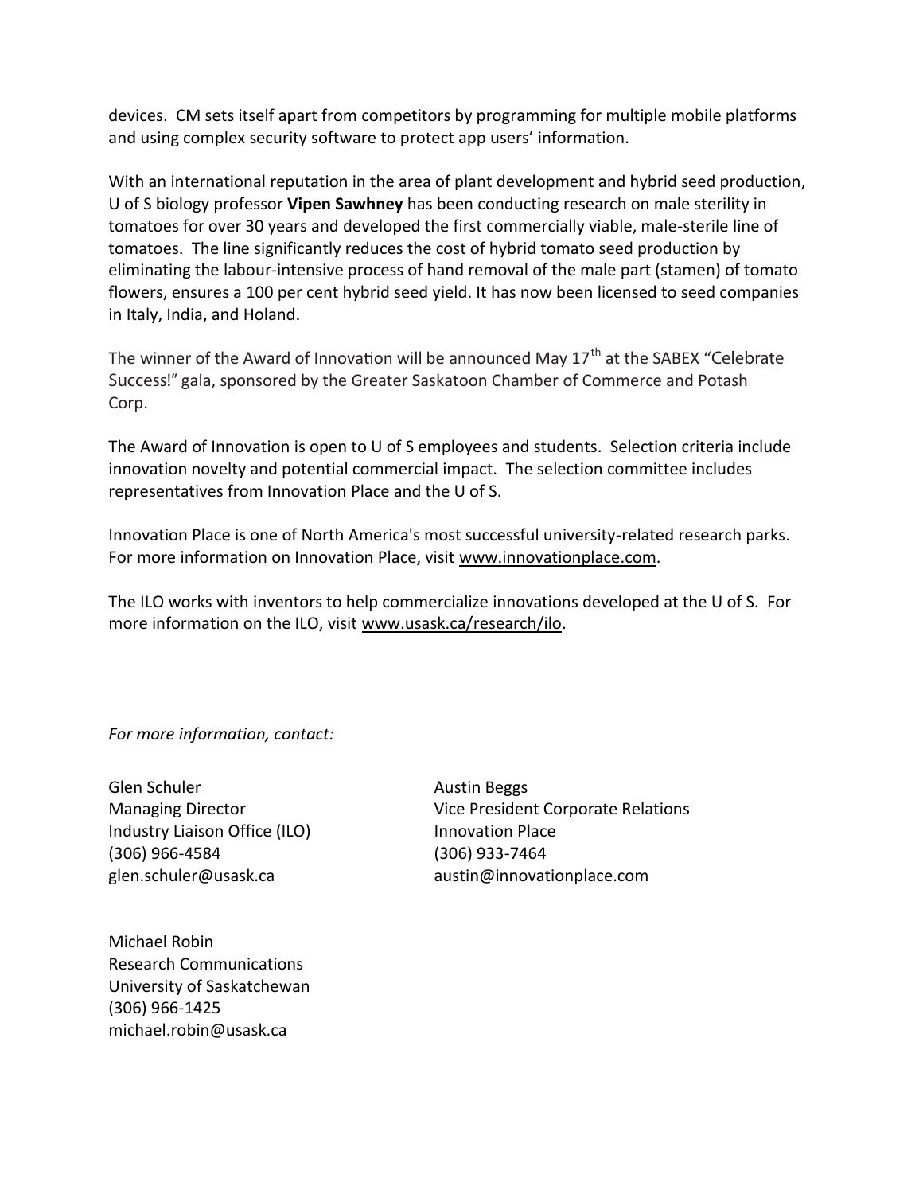devices. CM sets itself apart from competitors by programming for multiple mobile platforms and using complex security software to protect app users' information.

With an international reputation in the area of plant development and hybrid seed production, U of S biology professor **Vipen Sawhney** has been conducting research on male sterility in tomatoes for over 30 years and developed the first commercially viable, male-sterile line of tomatoes. The line significantly reduces the cost of hybrid tomato seed production by eliminating the labour-intensive process of hand removal of the male part (stamen) of tomato flowers, ensures a 100 per cent hybrid seed yield. It has now been licensed to seed companies in Italy, India, and Holand.

The winner of the Award of Innovation will be announced May 17th at the SABEX "Celebrate Success!" gala, sponsored by the Greater Saskatoon Chamber of Commerce and Potash Corp.

The Award of Innovation is open to U of S employees and students. Selection criteria include innovation novelty and potential commercial impact. The selection committee includes representatives from Innovation Place and the U of S.

Innovation Place is one of North America's most successful university-related research parks. For more information on Innovation Place, visit www.innovationplace.com.

The ILO works with inventors to help commercialize innovations developed at the U of S. For more information on the ILO, visit www.usask.ca/research/ilo.

*For more information, contact:*

Glen Schuler
Managing Director
Industry Liaison Office (ILO)
(306) 966-4584
glen.schuler@usask.ca

Austin Beggs
Vice President Corporate Relations
Innovation Place
(306) 933-7464
austin@innovationplace.com

Michael Robin
Research Communications
University of Saskatchewan
(306) 966-1425
michael.robin@usask.ca